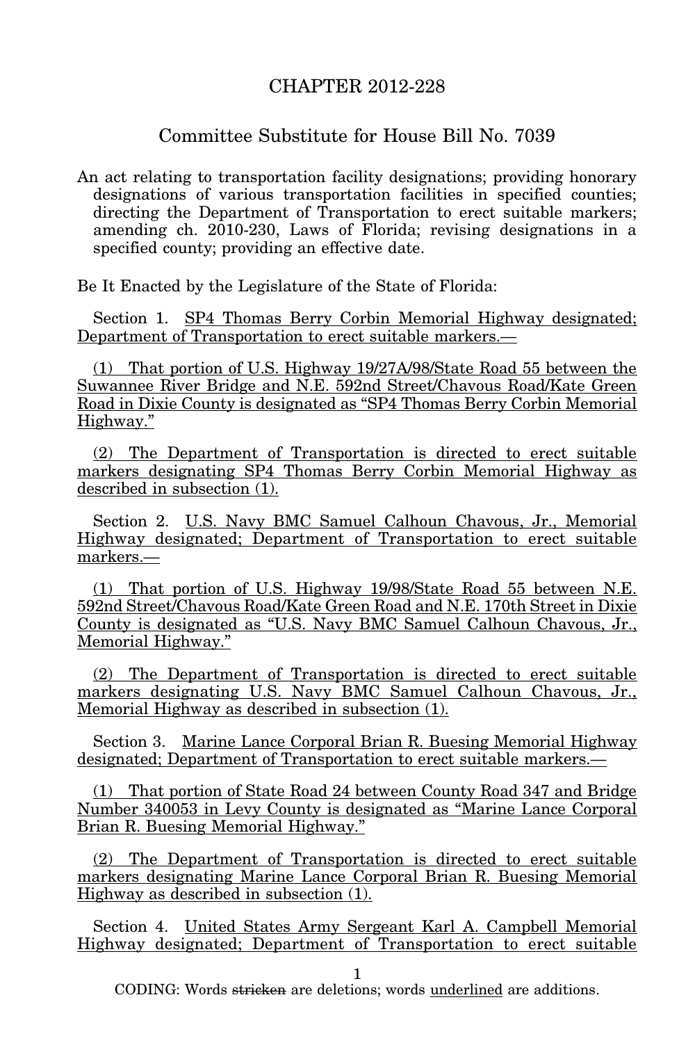# CHAPTER 2012-228

## Committee Substitute for House Bill No. 7039

An act relating to transportation facility designations; providing honorary designations of various transportation facilities in specified counties; directing the Department of Transportation to erect suitable markers; amending ch. 2010-230, Laws of Florida; revising designations in a specified county; providing an effective date.

Be It Enacted by the Legislature of the State of Florida:

Section 1. SP4 Thomas Berry Corbin Memorial Highway designated; Department of Transportation to erect suitable markers.—

(1) That portion of U.S. Highway 19/27A/98/State Road 55 between the Suwannee River Bridge and N.E. 592nd Street/Chavous Road/Kate Green Road in Dixie County is designated as "SP4 Thomas Berry Corbin Memorial Highway."

(2) The Department of Transportation is directed to erect suitable markers designating SP4 Thomas Berry Corbin Memorial Highway as described in subsection (1).

Section 2. U.S. Navy BMC Samuel Calhoun Chavous, Jr., Memorial Highway designated; Department of Transportation to erect suitable markers.—

(1) That portion of U.S. Highway 19/98/State Road 55 between N.E. 592nd Street/Chavous Road/Kate Green Road and N.E. 170th Street in Dixie County is designated as "U.S. Navy BMC Samuel Calhoun Chavous, Jr., Memorial Highway."

(2) The Department of Transportation is directed to erect suitable markers designating U.S. Navy BMC Samuel Calhoun Chavous, Jr., Memorial Highway as described in subsection (1).

Section 3. Marine Lance Corporal Brian R. Buesing Memorial Highway designated; Department of Transportation to erect suitable markers.—

(1) That portion of State Road 24 between County Road 347 and Bridge Number 340053 in Levy County is designated as "Marine Lance Corporal Brian R. Buesing Memorial Highway."

(2) The Department of Transportation is directed to erect suitable markers designating Marine Lance Corporal Brian R. Buesing Memorial Highway as described in subsection (1).

Section 4. United States Army Sergeant Karl A. Campbell Memorial Highway designated; Department of Transportation to erect suitable

CODING: Words stricken are deletions; words underlined are additions.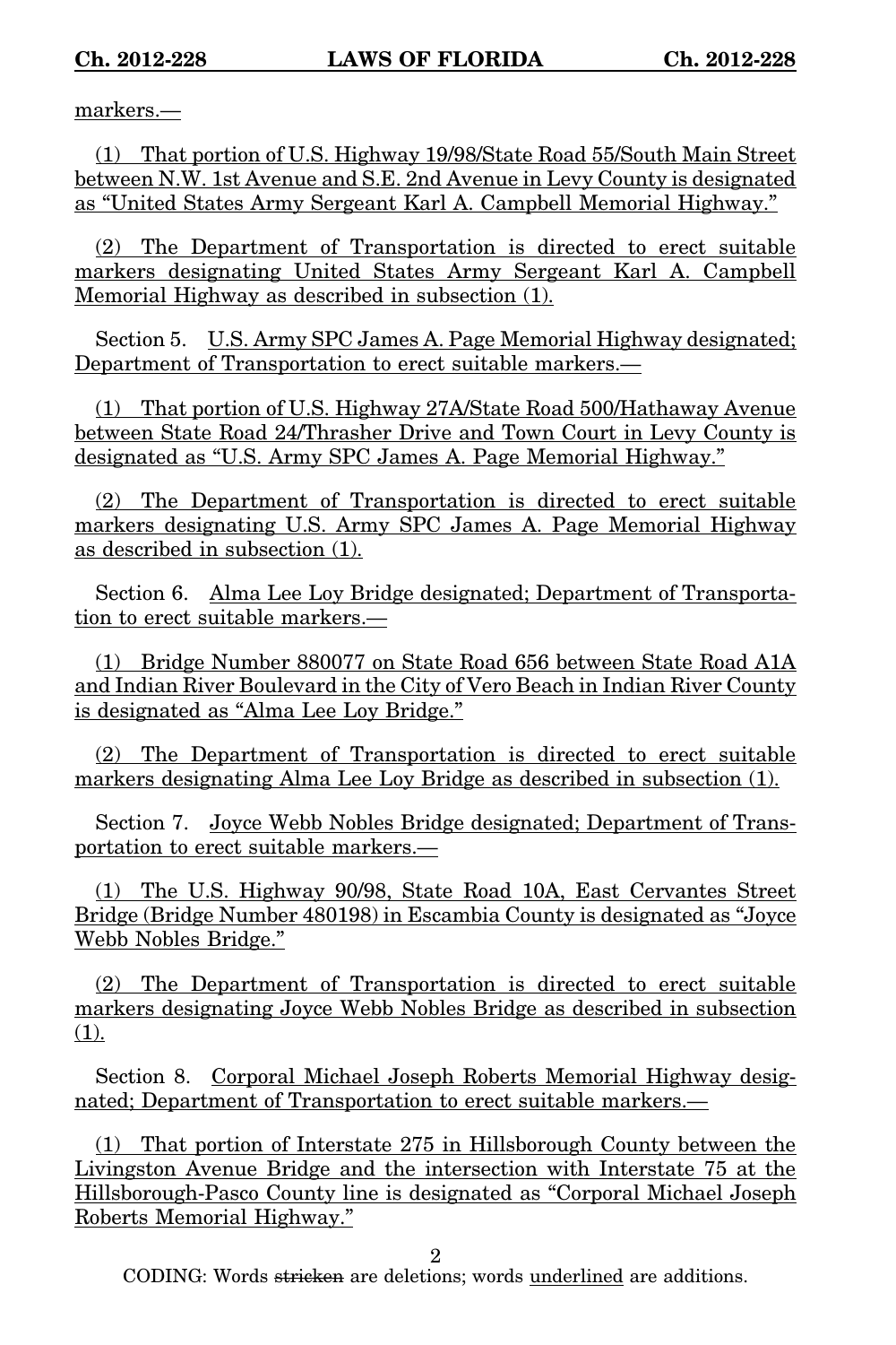markers.—

(1) That portion of U.S. Highway 19/98/State Road 55/South Main Street between N.W. 1st Avenue and S.E. 2nd Avenue in Levy County is designated as "United States Army Sergeant Karl A. Campbell Memorial Highway."

(2) The Department of Transportation is directed to erect suitable markers designating United States Army Sergeant Karl A. Campbell Memorial Highway as described in subsection (1).

Section 5. U.S. Army SPC James A. Page Memorial Highway designated; Department of Transportation to erect suitable markers.—

(1) That portion of U.S. Highway 27A/State Road 500/Hathaway Avenue between State Road 24/Thrasher Drive and Town Court in Levy County is designated as "U.S. Army SPC James A. Page Memorial Highway."

(2) The Department of Transportation is directed to erect suitable markers designating U.S. Army SPC James A. Page Memorial Highway as described in subsection (1).

Section 6. Alma Lee Loy Bridge designated; Department of Transportation to erect suitable markers.—

(1) Bridge Number 880077 on State Road 656 between State Road A1A and Indian River Boulevard in the City of Vero Beach in Indian River County is designated as "Alma Lee Loy Bridge."

(2) The Department of Transportation is directed to erect suitable markers designating Alma Lee Loy Bridge as described in subsection (1).

Section 7. Joyce Webb Nobles Bridge designated; Department of Transportation to erect suitable markers.—

(1) The U.S. Highway 90/98, State Road 10A, East Cervantes Street Bridge (Bridge Number 480198) in Escambia County is designated as "Joyce Webb Nobles Bridge."

(2) The Department of Transportation is directed to erect suitable markers designating Joyce Webb Nobles Bridge as described in subsection (1).

Section 8. Corporal Michael Joseph Roberts Memorial Highway designated; Department of Transportation to erect suitable markers.—

(1) That portion of Interstate 275 in Hillsborough County between the Livingston Avenue Bridge and the intersection with Interstate 75 at the Hillsborough-Pasco County line is designated as "Corporal Michael Joseph Roberts Memorial Highway."

CODING: Words stricken are deletions; words underlined are additions.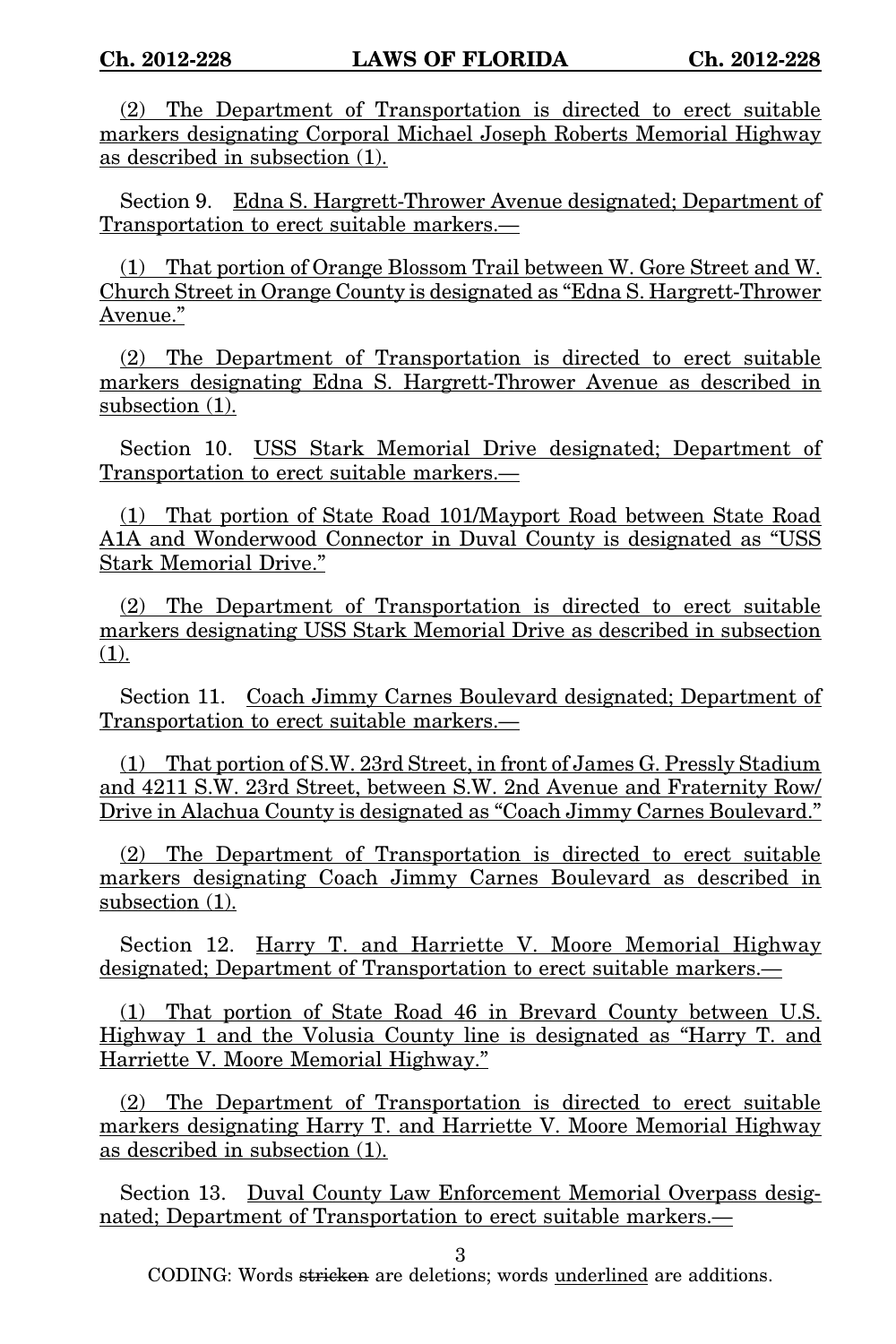(2) The Department of Transportation is directed to erect suitable markers designating Corporal Michael Joseph Roberts Memorial Highway as described in subsection (1).

Section 9. Edna S. Hargrett-Thrower Avenue designated; Department of Transportation to erect suitable markers.—

(1) That portion of Orange Blossom Trail between W. Gore Street and W. Church Street in Orange County is designated as "Edna S. Hargrett-Thrower Avenue."

(2) The Department of Transportation is directed to erect suitable markers designating Edna S. Hargrett-Thrower Avenue as described in subsection (1).

Section 10. USS Stark Memorial Drive designated; Department of Transportation to erect suitable markers.—

(1) That portion of State Road 101/Mayport Road between State Road A1A and Wonderwood Connector in Duval County is designated as "USS Stark Memorial Drive."

(2) The Department of Transportation is directed to erect suitable markers designating USS Stark Memorial Drive as described in subsection (1).

Section 11. Coach Jimmy Carnes Boulevard designated; Department of Transportation to erect suitable markers.—

(1) That portion of S.W. 23rd Street, in front of James G. Pressly Stadium and 4211 S.W. 23rd Street, between S.W. 2nd Avenue and Fraternity Row/Drive in Alachua County is designated as "Coach Jimmy Carnes Boulevard."

(2) The Department of Transportation is directed to erect suitable markers designating Coach Jimmy Carnes Boulevard as described in subsection (1).

Section 12. Harry T. and Harriette V. Moore Memorial Highway designated; Department of Transportation to erect suitable markers.—

(1) That portion of State Road 46 in Brevard County between U.S. Highway 1 and the Volusia County line is designated as "Harry T. and Harriette V. Moore Memorial Highway."

(2) The Department of Transportation is directed to erect suitable markers designating Harry T. and Harriette V. Moore Memorial Highway as described in subsection (1).

Section 13. Duval County Law Enforcement Memorial Overpass designated; Department of Transportation to erect suitable markers.—

CODING: Words ~~stricken~~ are deletions; words underlined are additions.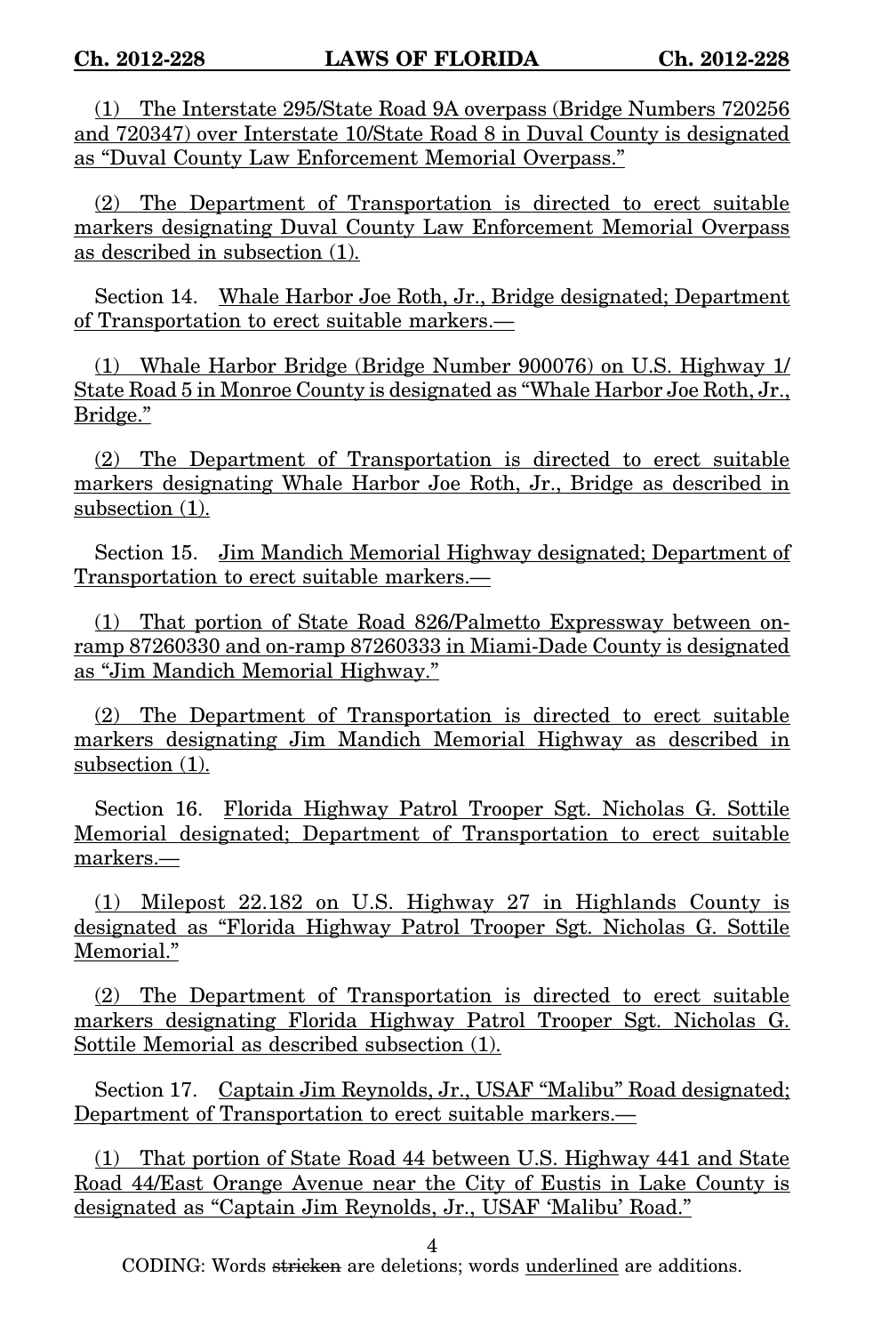(1) The Interstate 295/State Road 9A overpass (Bridge Numbers 720256 and 720347) over Interstate 10/State Road 8 in Duval County is designated as "Duval County Law Enforcement Memorial Overpass."

(2) The Department of Transportation is directed to erect suitable markers designating Duval County Law Enforcement Memorial Overpass as described in subsection (1).

Section 14. Whale Harbor Joe Roth, Jr., Bridge designated; Department of Transportation to erect suitable markers.—

(1) Whale Harbor Bridge (Bridge Number 900076) on U.S. Highway 1/State Road 5 in Monroe County is designated as "Whale Harbor Joe Roth, Jr., Bridge."

(2) The Department of Transportation is directed to erect suitable markers designating Whale Harbor Joe Roth, Jr., Bridge as described in subsection (1).

Section 15. Jim Mandich Memorial Highway designated; Department of Transportation to erect suitable markers.—

(1) That portion of State Road 826/Palmetto Expressway between on-ramp 87260330 and on-ramp 87260333 in Miami-Dade County is designated as "Jim Mandich Memorial Highway."

(2) The Department of Transportation is directed to erect suitable markers designating Jim Mandich Memorial Highway as described in subsection (1).

Section 16. Florida Highway Patrol Trooper Sgt. Nicholas G. Sottile Memorial designated; Department of Transportation to erect suitable markers.—

(1) Milepost 22.182 on U.S. Highway 27 in Highlands County is designated as "Florida Highway Patrol Trooper Sgt. Nicholas G. Sottile Memorial."

(2) The Department of Transportation is directed to erect suitable markers designating Florida Highway Patrol Trooper Sgt. Nicholas G. Sottile Memorial as described subsection (1).

Section 17. Captain Jim Reynolds, Jr., USAF "Malibu" Road designated; Department of Transportation to erect suitable markers.—

(1) That portion of State Road 44 between U.S. Highway 441 and State Road 44/East Orange Avenue near the City of Eustis in Lake County is designated as "Captain Jim Reynolds, Jr., USAF 'Malibu' Road."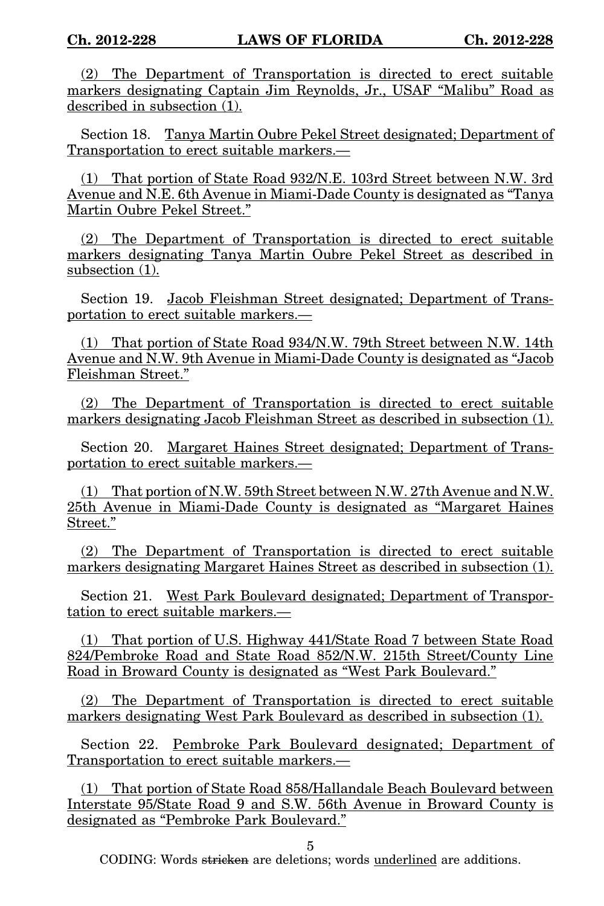(2) The Department of Transportation is directed to erect suitable markers designating Captain Jim Reynolds, Jr., USAF "Malibu" Road as described in subsection (1).

Section 18. Tanya Martin Oubre Pekel Street designated; Department of Transportation to erect suitable markers.—

(1) That portion of State Road 932/N.E. 103rd Street between N.W. 3rd Avenue and N.E. 6th Avenue in Miami-Dade County is designated as "Tanya Martin Oubre Pekel Street."

(2) The Department of Transportation is directed to erect suitable markers designating Tanya Martin Oubre Pekel Street as described in subsection (1).

Section 19. Jacob Fleishman Street designated; Department of Transportation to erect suitable markers.—

(1) That portion of State Road 934/N.W. 79th Street between N.W. 14th Avenue and N.W. 9th Avenue in Miami-Dade County is designated as "Jacob Fleishman Street."

(2) The Department of Transportation is directed to erect suitable markers designating Jacob Fleishman Street as described in subsection (1).

Section 20. Margaret Haines Street designated; Department of Transportation to erect suitable markers.—

(1) That portion of N.W. 59th Street between N.W. 27th Avenue and N.W. 25th Avenue in Miami-Dade County is designated as "Margaret Haines Street."

(2) The Department of Transportation is directed to erect suitable markers designating Margaret Haines Street as described in subsection (1).

Section 21. West Park Boulevard designated; Department of Transportation to erect suitable markers.—

(1) That portion of U.S. Highway 441/State Road 7 between State Road 824/Pembroke Road and State Road 852/N.W. 215th Street/County Line Road in Broward County is designated as "West Park Boulevard."

(2) The Department of Transportation is directed to erect suitable markers designating West Park Boulevard as described in subsection (1).

Section 22. Pembroke Park Boulevard designated; Department of Transportation to erect suitable markers.—

(1) That portion of State Road 858/Hallandale Beach Boulevard between Interstate 95/State Road 9 and S.W. 56th Avenue in Broward County is designated as "Pembroke Park Boulevard."

CODING: Words stricken are deletions; words underlined are additions.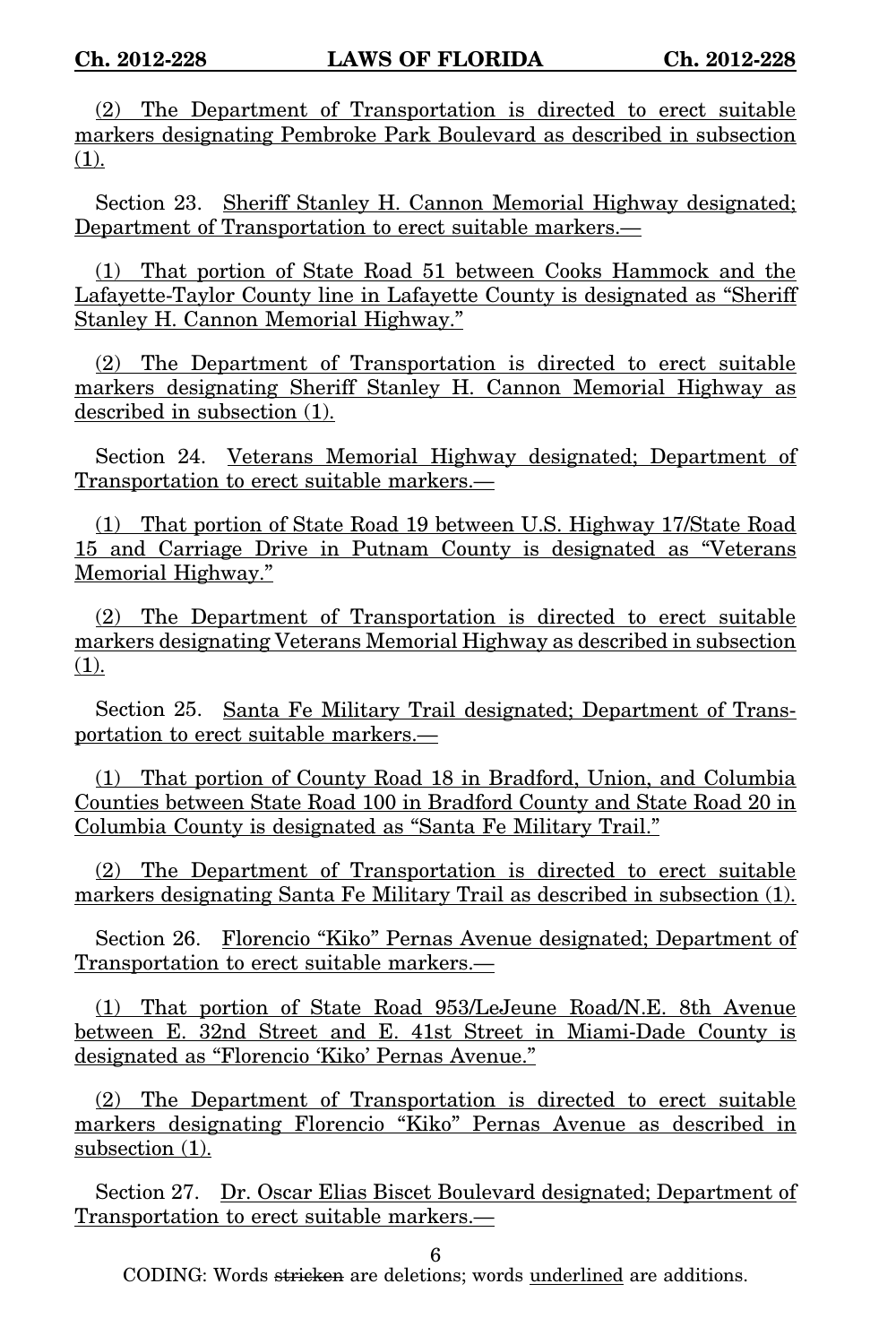(2) The Department of Transportation is directed to erect suitable markers designating Pembroke Park Boulevard as described in subsection (1).

Section 23. Sheriff Stanley H. Cannon Memorial Highway designated; Department of Transportation to erect suitable markers.—

(1) That portion of State Road 51 between Cooks Hammock and the Lafayette-Taylor County line in Lafayette County is designated as "Sheriff Stanley H. Cannon Memorial Highway."

(2) The Department of Transportation is directed to erect suitable markers designating Sheriff Stanley H. Cannon Memorial Highway as described in subsection (1).

Section 24. Veterans Memorial Highway designated; Department of Transportation to erect suitable markers.—

(1) That portion of State Road 19 between U.S. Highway 17/State Road 15 and Carriage Drive in Putnam County is designated as "Veterans Memorial Highway."

(2) The Department of Transportation is directed to erect suitable markers designating Veterans Memorial Highway as described in subsection (1).

Section 25. Santa Fe Military Trail designated; Department of Transportation to erect suitable markers.—

(1) That portion of County Road 18 in Bradford, Union, and Columbia Counties between State Road 100 in Bradford County and State Road 20 in Columbia County is designated as "Santa Fe Military Trail."

(2) The Department of Transportation is directed to erect suitable markers designating Santa Fe Military Trail as described in subsection (1).

Section 26. Florencio "Kiko" Pernas Avenue designated; Department of Transportation to erect suitable markers.—

(1) That portion of State Road 953/LeJeune Road/N.E. 8th Avenue between E. 32nd Street and E. 41st Street in Miami-Dade County is designated as "Florencio 'Kiko' Pernas Avenue."

(2) The Department of Transportation is directed to erect suitable markers designating Florencio "Kiko" Pernas Avenue as described in subsection (1).

Section 27. Dr. Oscar Elias Biscet Boulevard designated; Department of Transportation to erect suitable markers.—

CODING: Words stricken are deletions; words underlined are additions.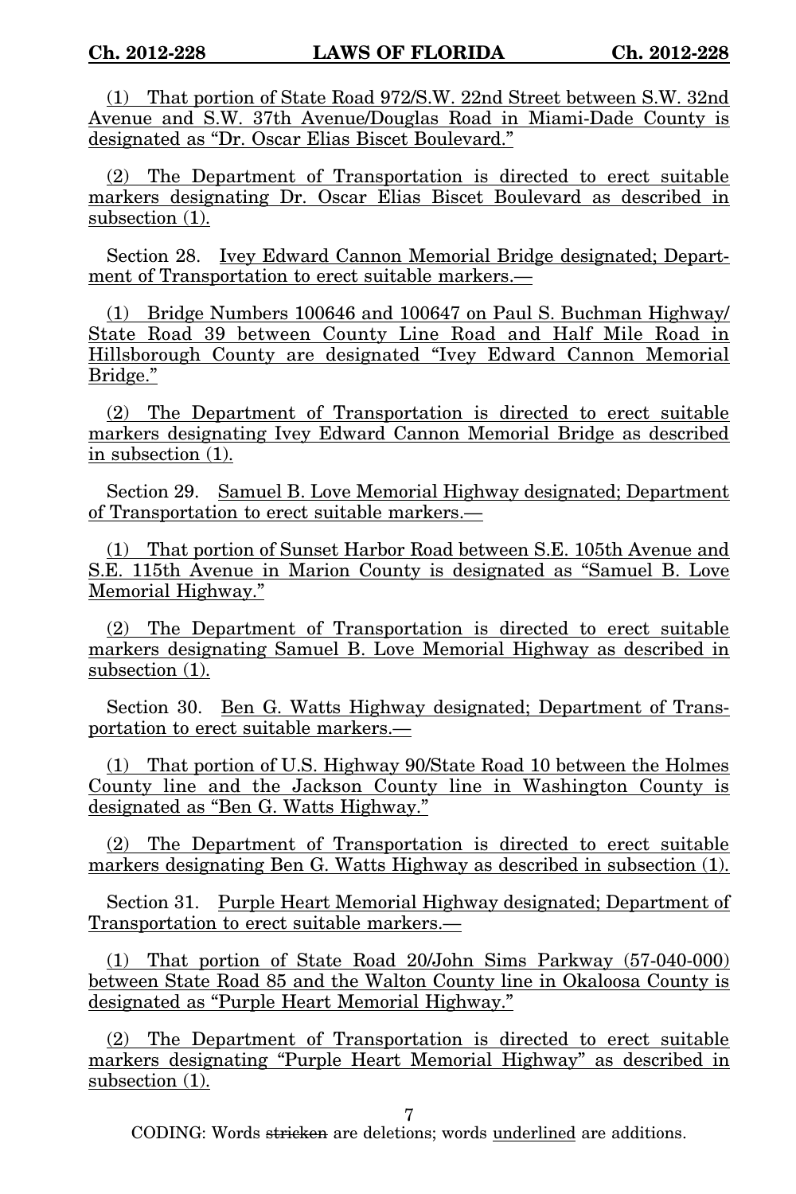(1) That portion of State Road 972/S.W. 22nd Street between S.W. 32nd Avenue and S.W. 37th Avenue/Douglas Road in Miami-Dade County is designated as "Dr. Oscar Elias Biscet Boulevard."

(2) The Department of Transportation is directed to erect suitable markers designating Dr. Oscar Elias Biscet Boulevard as described in subsection (1).

Section 28. Ivey Edward Cannon Memorial Bridge designated; Department of Transportation to erect suitable markers.—

(1) Bridge Numbers 100646 and 100647 on Paul S. Buchman Highway/State Road 39 between County Line Road and Half Mile Road in Hillsborough County are designated "Ivey Edward Cannon Memorial Bridge."

(2) The Department of Transportation is directed to erect suitable markers designating Ivey Edward Cannon Memorial Bridge as described in subsection (1).

Section 29. Samuel B. Love Memorial Highway designated; Department of Transportation to erect suitable markers.—

(1) That portion of Sunset Harbor Road between S.E. 105th Avenue and S.E. 115th Avenue in Marion County is designated as "Samuel B. Love Memorial Highway."

(2) The Department of Transportation is directed to erect suitable markers designating Samuel B. Love Memorial Highway as described in subsection (1).

Section 30. Ben G. Watts Highway designated; Department of Transportation to erect suitable markers.—

(1) That portion of U.S. Highway 90/State Road 10 between the Holmes County line and the Jackson County line in Washington County is designated as "Ben G. Watts Highway."

(2) The Department of Transportation is directed to erect suitable markers designating Ben G. Watts Highway as described in subsection (1).

Section 31. Purple Heart Memorial Highway designated; Department of Transportation to erect suitable markers.—

(1) That portion of State Road 20/John Sims Parkway (57-040-000) between State Road 85 and the Walton County line in Okaloosa County is designated as "Purple Heart Memorial Highway."

(2) The Department of Transportation is directed to erect suitable markers designating "Purple Heart Memorial Highway" as described in subsection (1).

CODING: Words stricken are deletions; words underlined are additions.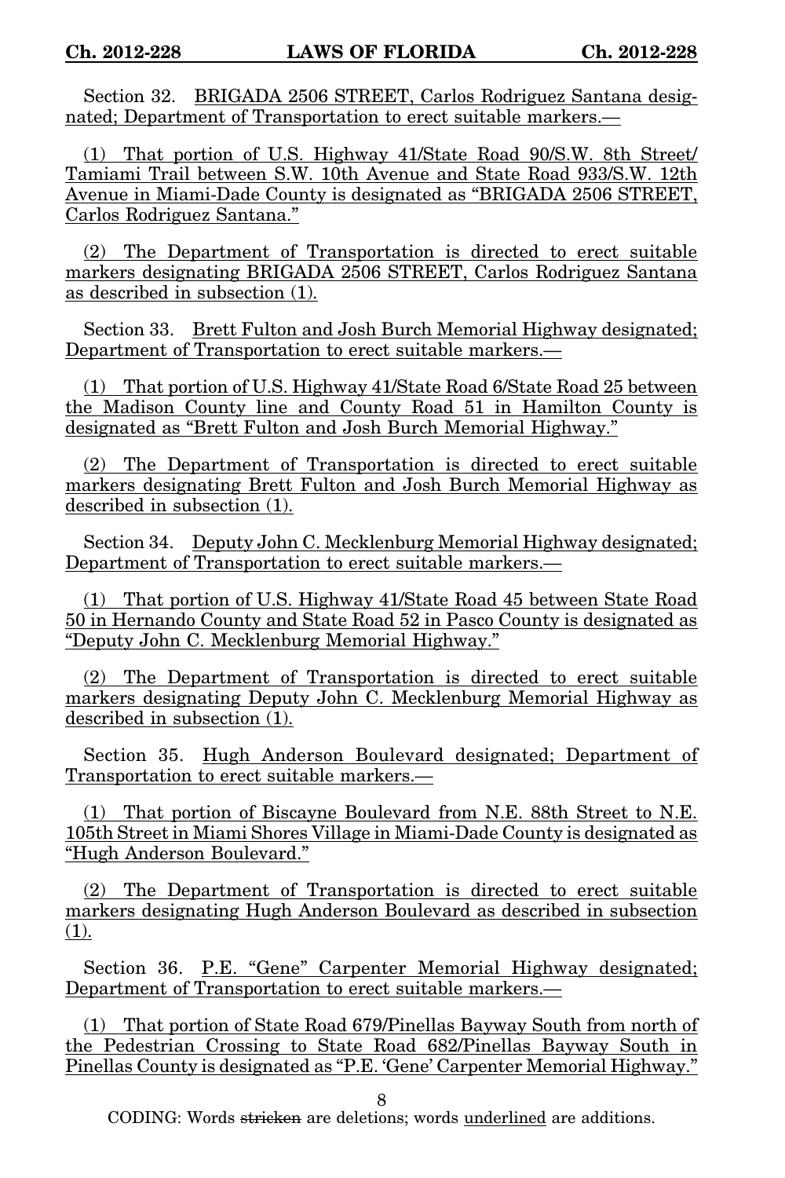Section 32. BRIGADA 2506 STREET, Carlos Rodriguez Santana designated; Department of Transportation to erect suitable markers.—

(1) That portion of U.S. Highway 41/State Road 90/S.W. 8th Street/Tamiami Trail between S.W. 10th Avenue and State Road 933/S.W. 12th Avenue in Miami-Dade County is designated as "BRIGADA 2506 STREET, Carlos Rodriguez Santana."

(2) The Department of Transportation is directed to erect suitable markers designating BRIGADA 2506 STREET, Carlos Rodriguez Santana as described in subsection (1).

Section 33. Brett Fulton and Josh Burch Memorial Highway designated; Department of Transportation to erect suitable markers.—

(1) That portion of U.S. Highway 41/State Road 6/State Road 25 between the Madison County line and County Road 51 in Hamilton County is designated as "Brett Fulton and Josh Burch Memorial Highway."

(2) The Department of Transportation is directed to erect suitable markers designating Brett Fulton and Josh Burch Memorial Highway as described in subsection (1).

Section 34. Deputy John C. Mecklenburg Memorial Highway designated; Department of Transportation to erect suitable markers.—

(1) That portion of U.S. Highway 41/State Road 45 between State Road 50 in Hernando County and State Road 52 in Pasco County is designated as "Deputy John C. Mecklenburg Memorial Highway."

(2) The Department of Transportation is directed to erect suitable markers designating Deputy John C. Mecklenburg Memorial Highway as described in subsection (1).

Section 35. Hugh Anderson Boulevard designated; Department of Transportation to erect suitable markers.—

(1) That portion of Biscayne Boulevard from N.E. 88th Street to N.E. 105th Street in Miami Shores Village in Miami-Dade County is designated as "Hugh Anderson Boulevard."

(2) The Department of Transportation is directed to erect suitable markers designating Hugh Anderson Boulevard as described in subsection (1).

Section 36. P.E. "Gene" Carpenter Memorial Highway designated; Department of Transportation to erect suitable markers.—

(1) That portion of State Road 679/Pinellas Bayway South from north of the Pedestrian Crossing to State Road 682/Pinellas Bayway South in Pinellas County is designated as "P.E. 'Gene' Carpenter Memorial Highway."

CODING: Words ~~stricken~~ are deletions; words underlined are additions.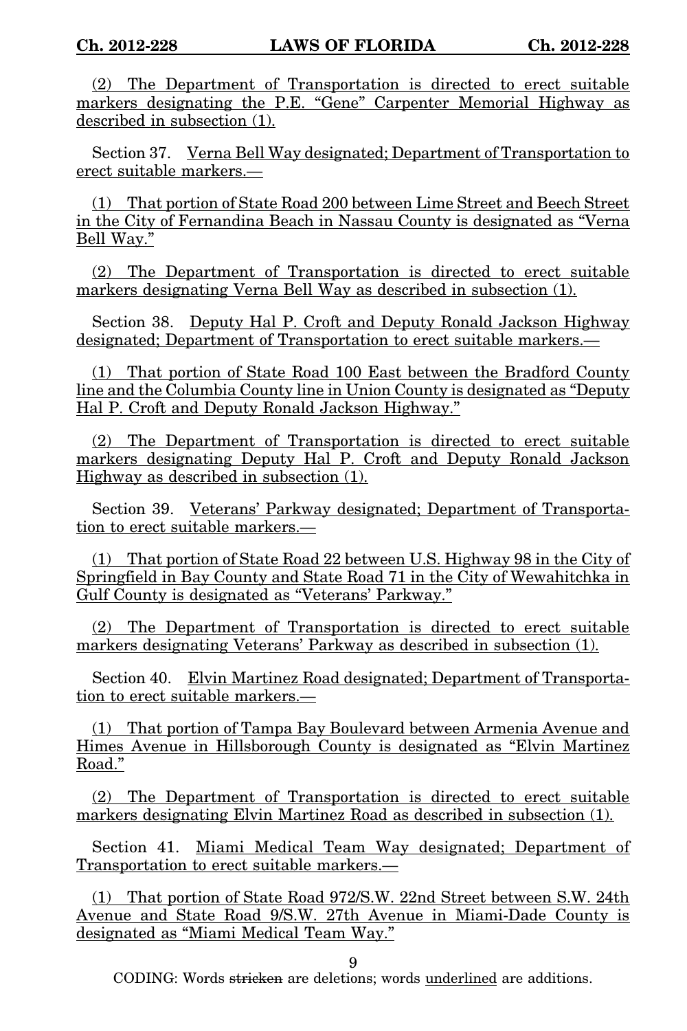(2) The Department of Transportation is directed to erect suitable markers designating the P.E. “Gene” Carpenter Memorial Highway as described in subsection (1).

Section 37. Verna Bell Way designated; Department of Transportation to erect suitable markers.—

(1) That portion of State Road 200 between Lime Street and Beech Street in the City of Fernandina Beach in Nassau County is designated as “Verna Bell Way.”

(2) The Department of Transportation is directed to erect suitable markers designating Verna Bell Way as described in subsection (1).

Section 38. Deputy Hal P. Croft and Deputy Ronald Jackson Highway designated; Department of Transportation to erect suitable markers.—

(1) That portion of State Road 100 East between the Bradford County line and the Columbia County line in Union County is designated as “Deputy Hal P. Croft and Deputy Ronald Jackson Highway.”

(2) The Department of Transportation is directed to erect suitable markers designating Deputy Hal P. Croft and Deputy Ronald Jackson Highway as described in subsection (1).

Section 39. Veterans’ Parkway designated; Department of Transportation to erect suitable markers.—

(1) That portion of State Road 22 between U.S. Highway 98 in the City of Springfield in Bay County and State Road 71 in the City of Wewahitchka in Gulf County is designated as “Veterans’ Parkway.”

(2) The Department of Transportation is directed to erect suitable markers designating Veterans’ Parkway as described in subsection (1).

Section 40. Elvin Martinez Road designated; Department of Transportation to erect suitable markers.—

(1) That portion of Tampa Bay Boulevard between Armenia Avenue and Himes Avenue in Hillsborough County is designated as “Elvin Martinez Road.”

(2) The Department of Transportation is directed to erect suitable markers designating Elvin Martinez Road as described in subsection (1).

Section 41. Miami Medical Team Way designated; Department of Transportation to erect suitable markers.—

(1) That portion of State Road 972/S.W. 22nd Street between S.W. 24th Avenue and State Road 9/S.W. 27th Avenue in Miami-Dade County is designated as “Miami Medical Team Way.”

CODING: Words ~~stricken~~ are deletions; words underlined are additions.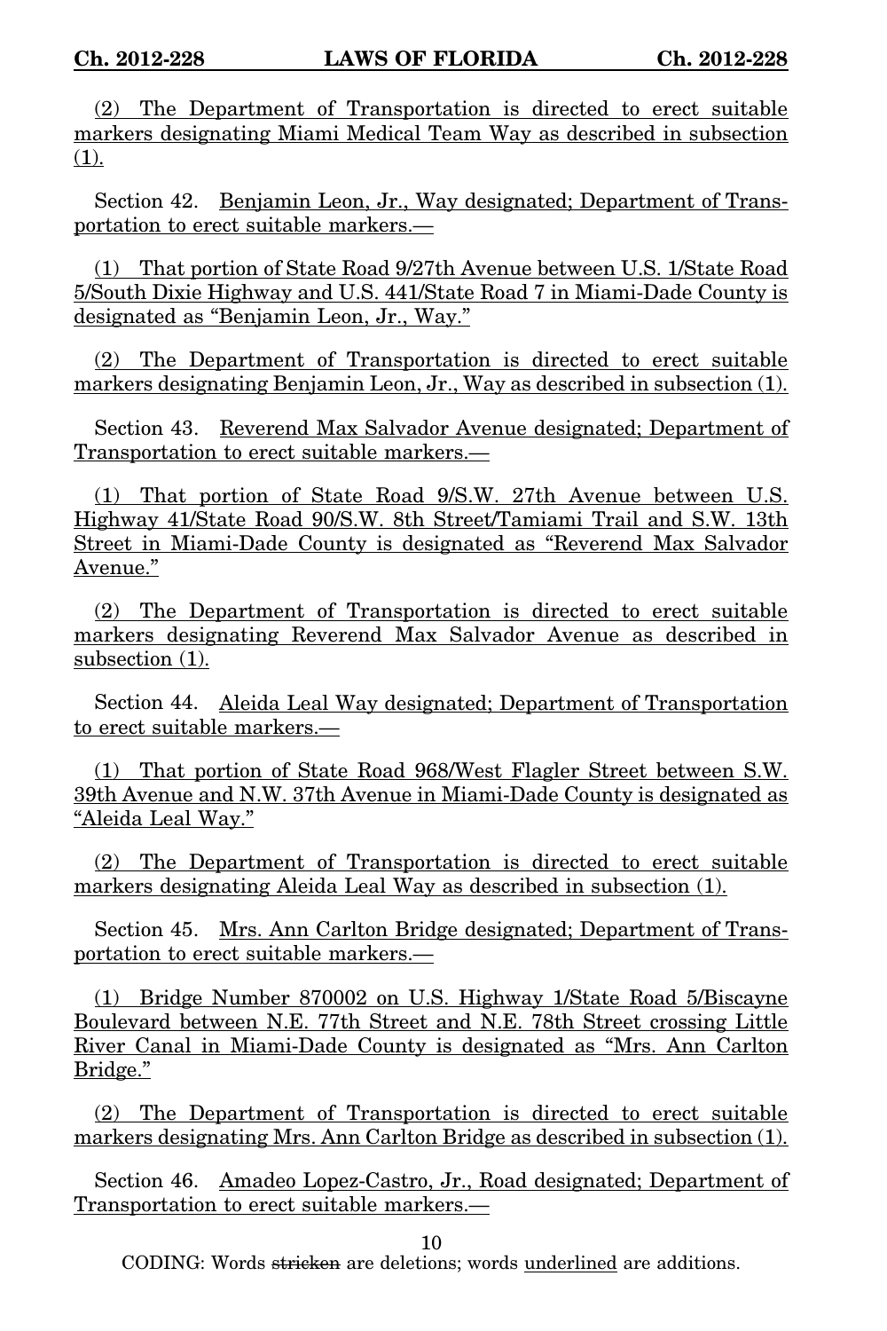(2) The Department of Transportation is directed to erect suitable markers designating Miami Medical Team Way as described in subsection (1).

Section 42. Benjamin Leon, Jr., Way designated; Department of Transportation to erect suitable markers.—

(1) That portion of State Road 9/27th Avenue between U.S. 1/State Road 5/South Dixie Highway and U.S. 441/State Road 7 in Miami-Dade County is designated as "Benjamin Leon, Jr., Way."

(2) The Department of Transportation is directed to erect suitable markers designating Benjamin Leon, Jr., Way as described in subsection (1).

Section 43. Reverend Max Salvador Avenue designated; Department of Transportation to erect suitable markers.—

(1) That portion of State Road 9/S.W. 27th Avenue between U.S. Highway 41/State Road 90/S.W. 8th Street/Tamiami Trail and S.W. 13th Street in Miami-Dade County is designated as "Reverend Max Salvador Avenue."

(2) The Department of Transportation is directed to erect suitable markers designating Reverend Max Salvador Avenue as described in subsection (1).

Section 44. Aleida Leal Way designated; Department of Transportation to erect suitable markers.—

(1) That portion of State Road 968/West Flagler Street between S.W. 39th Avenue and N.W. 37th Avenue in Miami-Dade County is designated as "Aleida Leal Way."

(2) The Department of Transportation is directed to erect suitable markers designating Aleida Leal Way as described in subsection (1).

Section 45. Mrs. Ann Carlton Bridge designated; Department of Transportation to erect suitable markers.—

(1) Bridge Number 870002 on U.S. Highway 1/State Road 5/Biscayne Boulevard between N.E. 77th Street and N.E. 78th Street crossing Little River Canal in Miami-Dade County is designated as "Mrs. Ann Carlton Bridge."

(2) The Department of Transportation is directed to erect suitable markers designating Mrs. Ann Carlton Bridge as described in subsection (1).

Section 46. Amadeo Lopez-Castro, Jr., Road designated; Department of Transportation to erect suitable markers.—

CODING: Words ~~stricken~~ are deletions; words underlined are additions.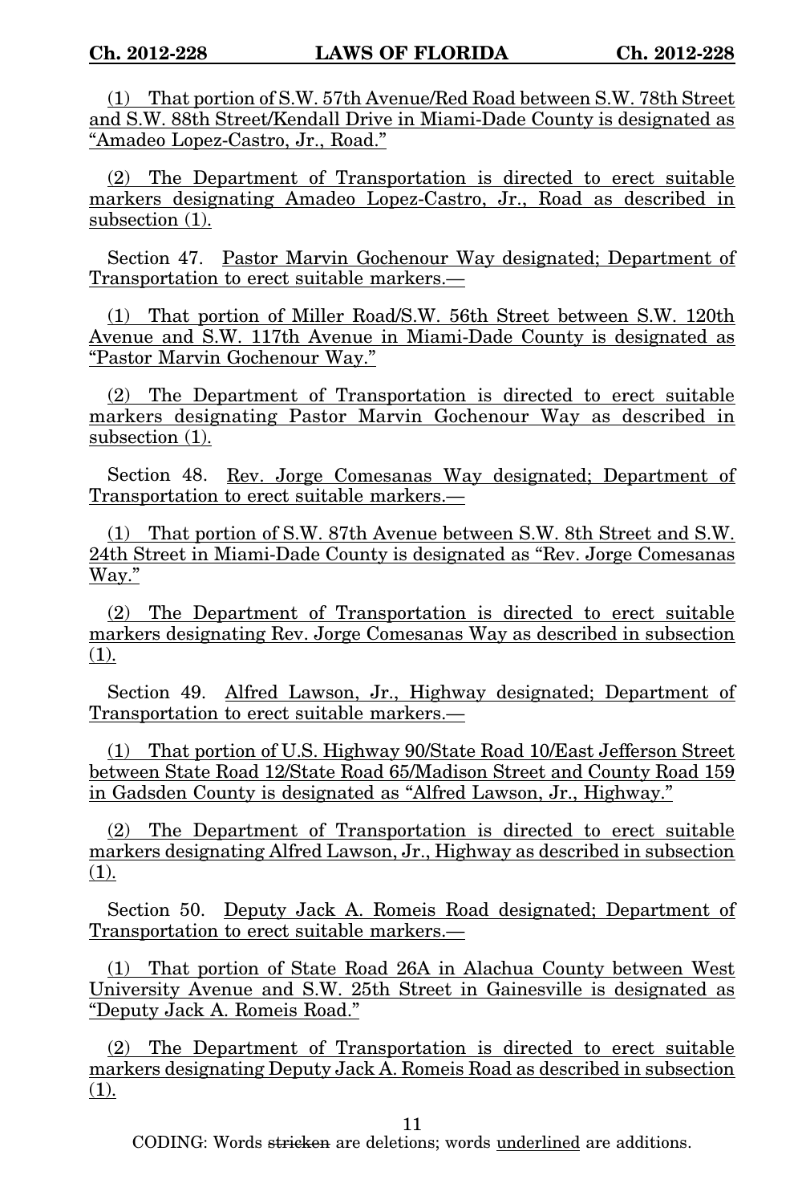(1) That portion of S.W. 57th Avenue/Red Road between S.W. 78th Street and S.W. 88th Street/Kendall Drive in Miami-Dade County is designated as "Amadeo Lopez-Castro, Jr., Road."

(2) The Department of Transportation is directed to erect suitable markers designating Amadeo Lopez-Castro, Jr., Road as described in subsection (1).

Section 47. Pastor Marvin Gochenour Way designated; Department of Transportation to erect suitable markers.—

(1) That portion of Miller Road/S.W. 56th Street between S.W. 120th Avenue and S.W. 117th Avenue in Miami-Dade County is designated as "Pastor Marvin Gochenour Way."

(2) The Department of Transportation is directed to erect suitable markers designating Pastor Marvin Gochenour Way as described in subsection (1).

Section 48. Rev. Jorge Comesanas Way designated; Department of Transportation to erect suitable markers.—

(1) That portion of S.W. 87th Avenue between S.W. 8th Street and S.W. 24th Street in Miami-Dade County is designated as "Rev. Jorge Comesanas Way."

(2) The Department of Transportation is directed to erect suitable markers designating Rev. Jorge Comesanas Way as described in subsection (1).

Section 49. Alfred Lawson, Jr., Highway designated; Department of Transportation to erect suitable markers.—

(1) That portion of U.S. Highway 90/State Road 10/East Jefferson Street between State Road 12/State Road 65/Madison Street and County Road 159 in Gadsden County is designated as "Alfred Lawson, Jr., Highway."

(2) The Department of Transportation is directed to erect suitable markers designating Alfred Lawson, Jr., Highway as described in subsection (1).

Section 50. Deputy Jack A. Romeis Road designated; Department of Transportation to erect suitable markers.—

(1) That portion of State Road 26A in Alachua County between West University Avenue and S.W. 25th Street in Gainesville is designated as "Deputy Jack A. Romeis Road."

(2) The Department of Transportation is directed to erect suitable markers designating Deputy Jack A. Romeis Road as described in subsection (1).

CODING: Words ~~stricken~~ are deletions; words underlined are additions.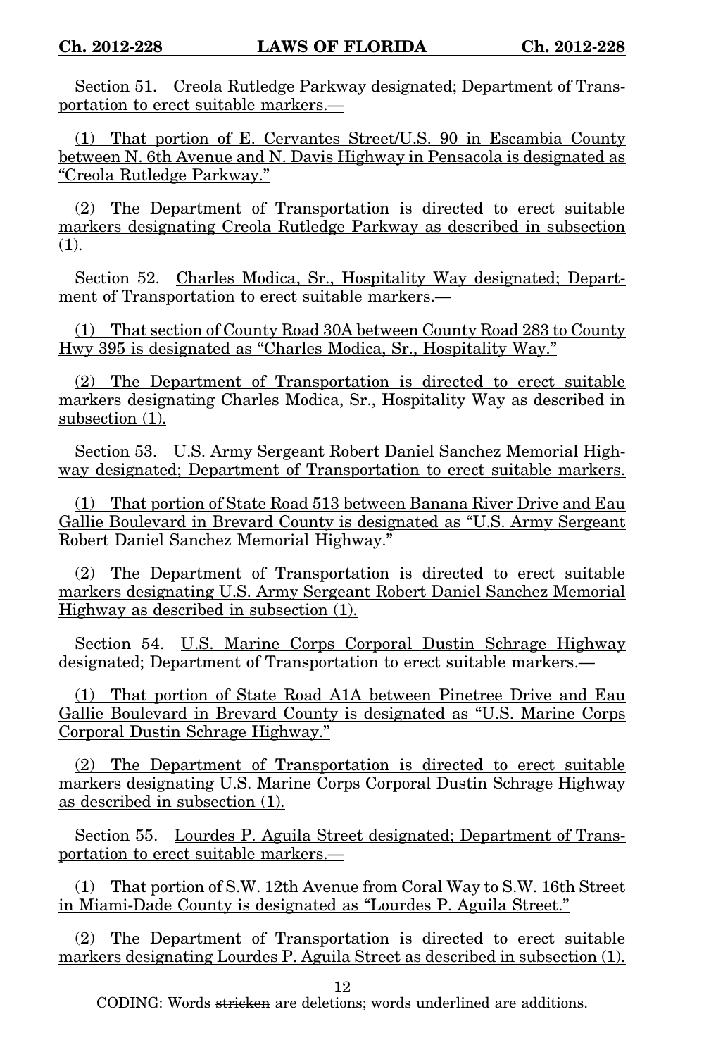Section 51. Creola Rutledge Parkway designated; Department of Transportation to erect suitable markers.—

(1) That portion of E. Cervantes Street/U.S. 90 in Escambia County between N. 6th Avenue and N. Davis Highway in Pensacola is designated as "Creola Rutledge Parkway."

(2) The Department of Transportation is directed to erect suitable markers designating Creola Rutledge Parkway as described in subsection (1).

Section 52. Charles Modica, Sr., Hospitality Way designated; Department of Transportation to erect suitable markers.—

(1) That section of County Road 30A between County Road 283 to County Hwy 395 is designated as "Charles Modica, Sr., Hospitality Way."

(2) The Department of Transportation is directed to erect suitable markers designating Charles Modica, Sr., Hospitality Way as described in subsection (1).

Section 53. U.S. Army Sergeant Robert Daniel Sanchez Memorial Highway designated; Department of Transportation to erect suitable markers.

(1) That portion of State Road 513 between Banana River Drive and Eau Gallie Boulevard in Brevard County is designated as "U.S. Army Sergeant Robert Daniel Sanchez Memorial Highway."

(2) The Department of Transportation is directed to erect suitable markers designating U.S. Army Sergeant Robert Daniel Sanchez Memorial Highway as described in subsection (1).

Section 54. U.S. Marine Corps Corporal Dustin Schrage Highway designated; Department of Transportation to erect suitable markers.—

(1) That portion of State Road A1A between Pinetree Drive and Eau Gallie Boulevard in Brevard County is designated as "U.S. Marine Corps Corporal Dustin Schrage Highway."

(2) The Department of Transportation is directed to erect suitable markers designating U.S. Marine Corps Corporal Dustin Schrage Highway as described in subsection (1).

Section 55. Lourdes P. Aguila Street designated; Department of Transportation to erect suitable markers.—

(1) That portion of S.W. 12th Avenue from Coral Way to S.W. 16th Street in Miami-Dade County is designated as "Lourdes P. Aguila Street."

(2) The Department of Transportation is directed to erect suitable markers designating Lourdes P. Aguila Street as described in subsection (1).

CODING: Words stricken are deletions; words underlined are additions.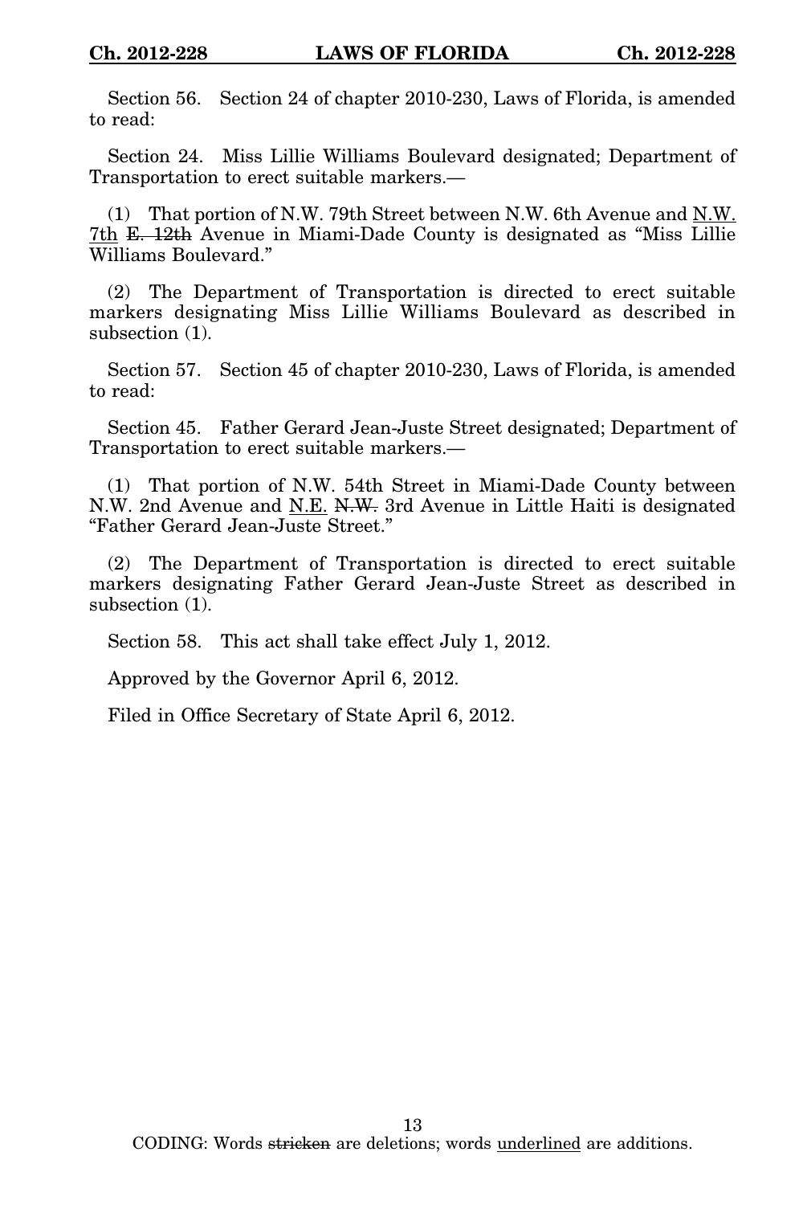Section 56. Section 24 of chapter 2010-230, Laws of Florida, is amended to read:

Section 24. Miss Lillie Williams Boulevard designated; Department of Transportation to erect suitable markers.—

(1) That portion of N.W. 79th Street between N.W. 6th Avenue and <u>N.W. 7th</u> ~~E. 12th~~ Avenue in Miami-Dade County is designated as "Miss Lillie Williams Boulevard."

(2) The Department of Transportation is directed to erect suitable markers designating Miss Lillie Williams Boulevard as described in subsection (1).

Section 57. Section 45 of chapter 2010-230, Laws of Florida, is amended to read:

Section 45. Father Gerard Jean-Juste Street designated; Department of Transportation to erect suitable markers.—

(1) That portion of N.W. 54th Street in Miami-Dade County between N.W. 2nd Avenue and <u>N.E.</u> ~~N.W.~~ 3rd Avenue in Little Haiti is designated "Father Gerard Jean-Juste Street."

(2) The Department of Transportation is directed to erect suitable markers designating Father Gerard Jean-Juste Street as described in subsection (1).

Section 58. This act shall take effect July 1, 2012.

Approved by the Governor April 6, 2012.

Filed in Office Secretary of State April 6, 2012.